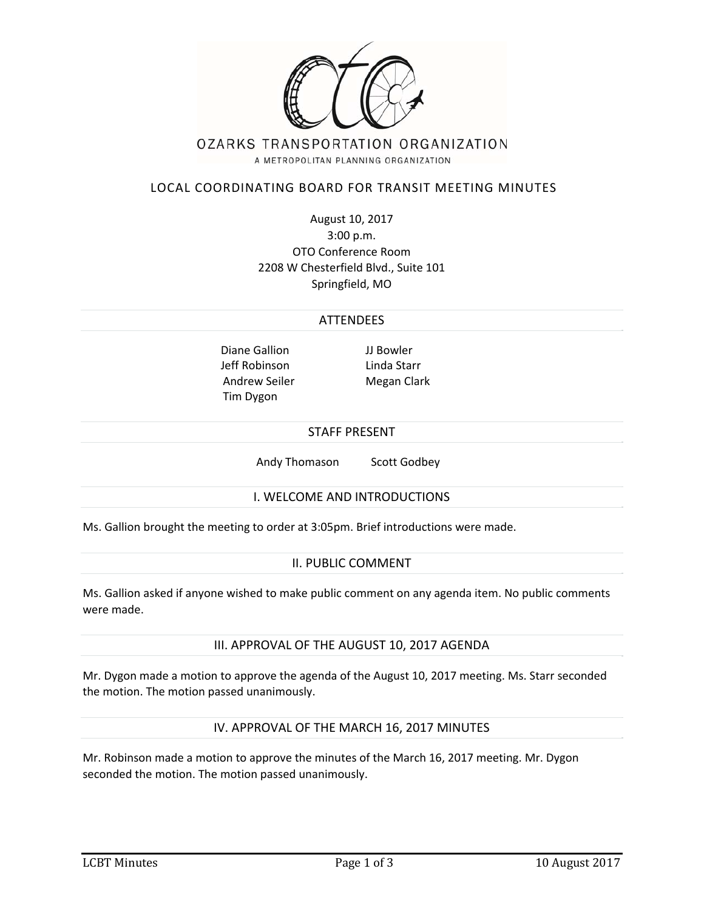OZARKS TRANSPORTATION ORGANIZATION

A METROPOLITAN PLANNING ORGANIZATION

# LOCAL COORDINATING BOARD FOR TRANSIT MEETING MINUTES

August 10, 2017
3:00 p.m.
OTO Conference Room
2208 W Chesterfield Blvd., Suite 101
Springfield, MO

## ATTENDEES

Diane Gallion
Jeff Robinson
Andrew Seiler
Tim Dygon
JJ Bowler
Linda Starr
Megan Clark

## STAFF PRESENT

Andy Thomason
Scott Godbey

## I. WELCOME AND INTRODUCTIONS

Ms. Gallion brought the meeting to order at 3:05pm. Brief introductions were made.

## II. PUBLIC COMMENT

Ms. Gallion asked if anyone wished to make public comment on any agenda item. No public comments were made.

## III. APPROVAL OF THE AUGUST 10, 2017 AGENDA

Mr. Dygon made a motion to approve the agenda of the August 10, 2017 meeting. Ms. Starr seconded the motion. The motion passed unanimously.

## IV. APPROVAL OF THE MARCH 16, 2017 MINUTES

Mr. Robinson made a motion to approve the minutes of the March 16, 2017 meeting. Mr. Dygon seconded the motion. The motion passed unanimously.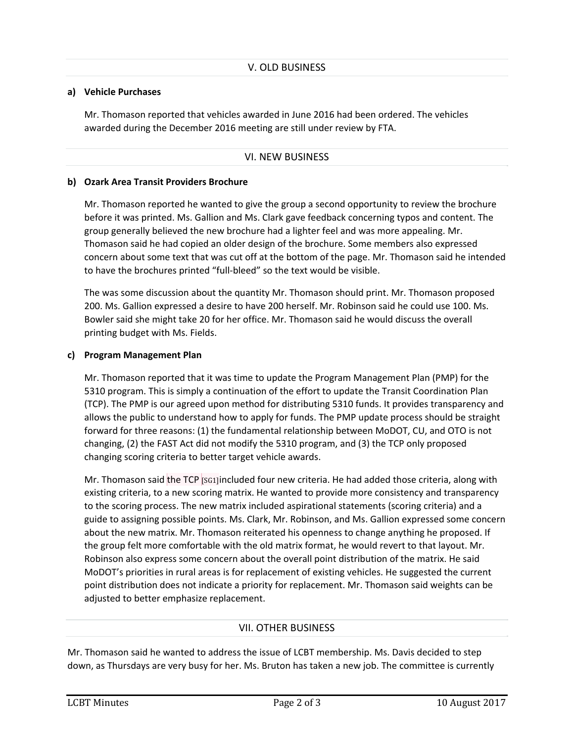## V. OLD BUSINESS

**a) Vehicle Purchases**

Mr. Thomason reported that vehicles awarded in June 2016 had been ordered. The vehicles awarded during the December 2016 meeting are still under review by FTA.

## VI. NEW BUSINESS

**b) Ozark Area Transit Providers Brochure**

Mr. Thomason reported he wanted to give the group a second opportunity to review the brochure before it was printed. Ms. Gallion and Ms. Clark gave feedback concerning typos and content. The group generally believed the new brochure had a lighter feel and was more appealing. Mr. Thomason said he had copied an older design of the brochure. Some members also expressed concern about some text that was cut off at the bottom of the page. Mr. Thomason said he intended to have the brochures printed "full-bleed" so the text would be visible.

The was some discussion about the quantity Mr. Thomason should print. Mr. Thomason proposed 200. Ms. Gallion expressed a desire to have 200 herself. Mr. Robinson said he could use 100. Ms. Bowler said she might take 20 for her office. Mr. Thomason said he would discuss the overall printing budget with Ms. Fields.

**c) Program Management Plan**

Mr. Thomason reported that it was time to update the Program Management Plan (PMP) for the 5310 program. This is simply a continuation of the effort to update the Transit Coordination Plan (TCP). The PMP is our agreed upon method for distributing 5310 funds. It provides transparency and allows the public to understand how to apply for funds. The PMP update process should be straight forward for three reasons: (1) the fundamental relationship between MoDOT, CU, and OTO is not changing, (2) the FAST Act did not modify the 5310 program, and (3) the TCP only proposed changing scoring criteria to better target vehicle awards.

Mr. Thomason said the TCP [SG1]included four new criteria. He had added those criteria, along with existing criteria, to a new scoring matrix. He wanted to provide more consistency and transparency to the scoring process. The new matrix included aspirational statements (scoring criteria) and a guide to assigning possible points. Ms. Clark, Mr. Robinson, and Ms. Gallion expressed some concern about the new matrix. Mr. Thomason reiterated his openness to change anything he proposed. If the group felt more comfortable with the old matrix format, he would revert to that layout. Mr. Robinson also express some concern about the overall point distribution of the matrix. He said MoDOT's priorities in rural areas is for replacement of existing vehicles. He suggested the current point distribution does not indicate a priority for replacement. Mr. Thomason said weights can be adjusted to better emphasize replacement.

## VII. OTHER BUSINESS

Mr. Thomason said he wanted to address the issue of LCBT membership. Ms. Davis decided to step down, as Thursdays are very busy for her. Ms. Bruton has taken a new job. The committee is currently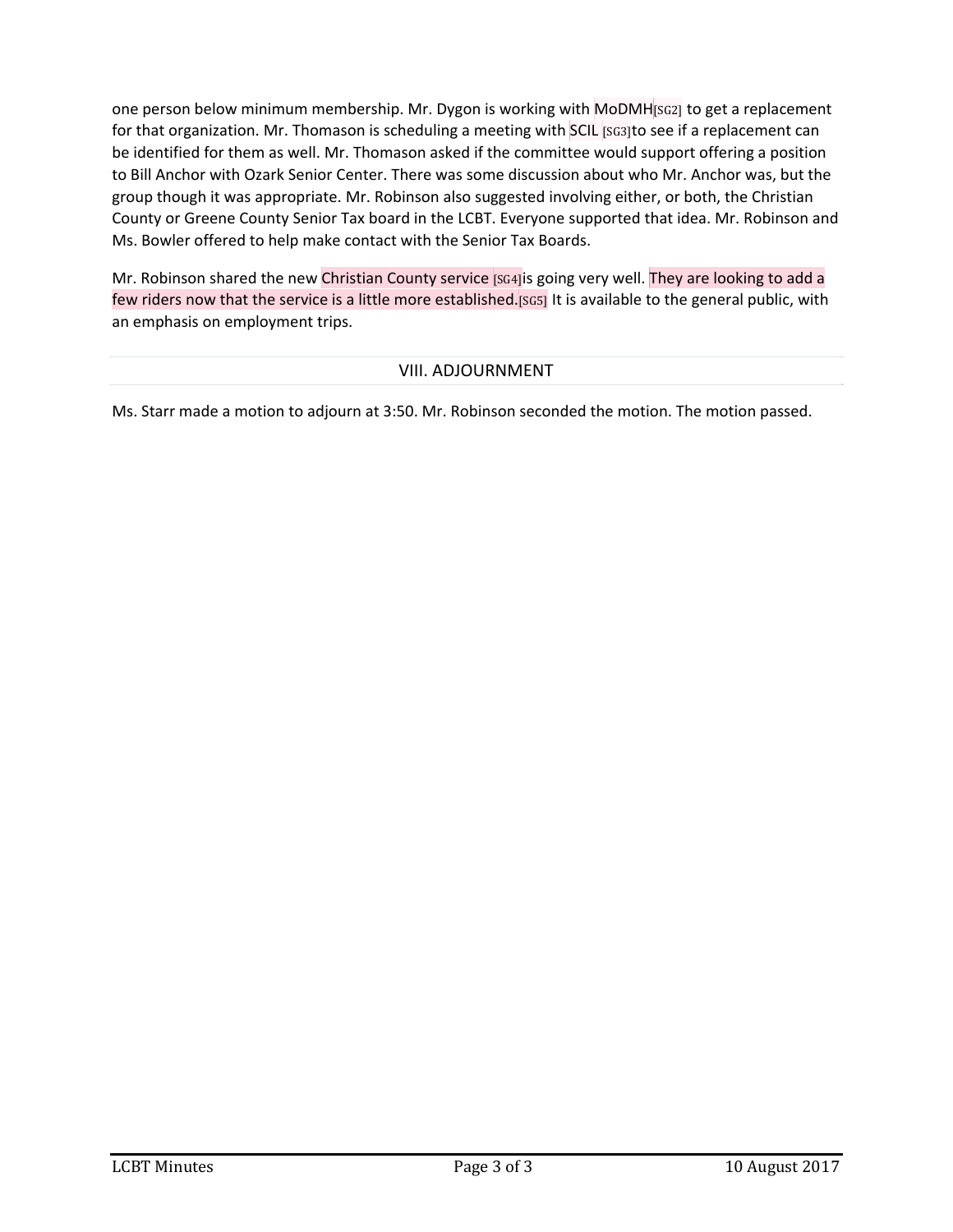one person below minimum membership. Mr. Dygon is working with MoDMH[SG2] to get a replacement for that organization. Mr. Thomason is scheduling a meeting with SCIL [SG3]to see if a replacement can be identified for them as well. Mr. Thomason asked if the committee would support offering a position to Bill Anchor with Ozark Senior Center. There was some discussion about who Mr. Anchor was, but the group though it was appropriate. Mr. Robinson also suggested involving either, or both, the Christian County or Greene County Senior Tax board in the LCBT. Everyone supported that idea. Mr. Robinson and Ms. Bowler offered to help make contact with the Senior Tax Boards.

Mr. Robinson shared the new Christian County service [SG4]is going very well. They are looking to add a few riders now that the service is a little more established.[SG5] It is available to the general public, with an emphasis on employment trips.

## VIII. ADJOURNMENT

Ms. Starr made a motion to adjourn at 3:50. Mr. Robinson seconded the motion. The motion passed.